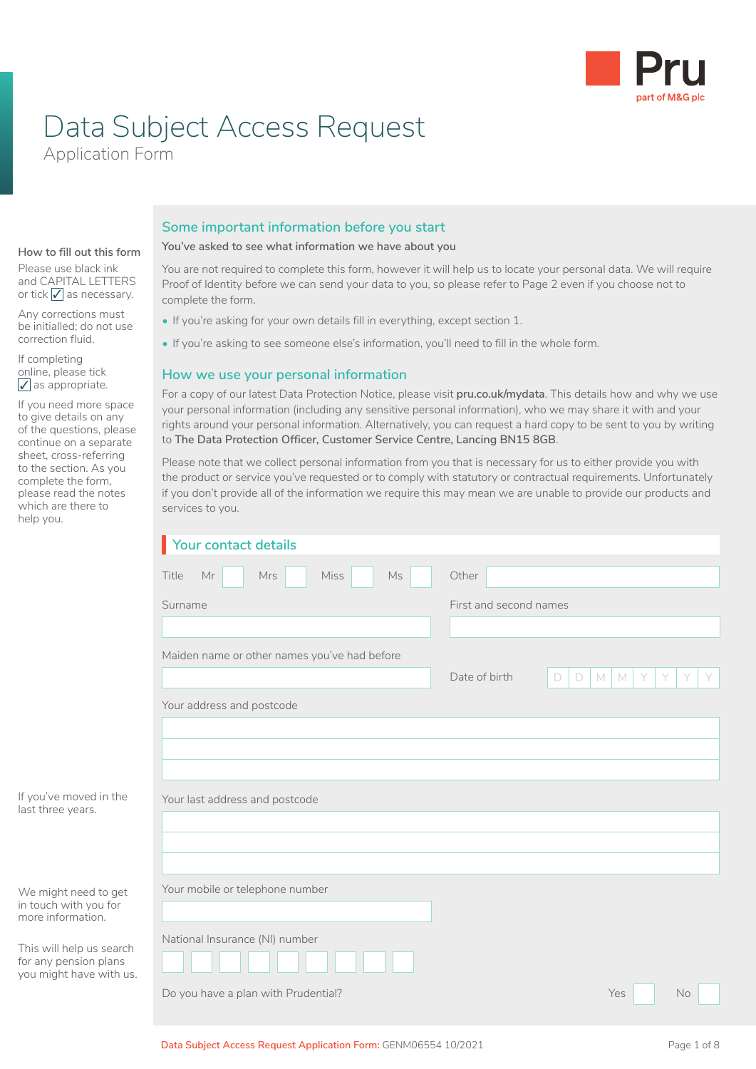Pru
part of M&G plc

# Data Subject Access Request

Application Form

**How to fill out this form**

Please use black ink and CAPITAL LETTERS or tick ✓ as necessary.

Any corrections must be initialled; do not use correction fluid.

If completing online, please tick ✓ as appropriate.

If you need more space to give details on any of the questions, please continue on a separate sheet, cross-referring to the section. As you complete the form, please read the notes which are there to help you.

## Some important information before you start

**You've asked to see what information we have about you**

You are not required to complete this form, however it will help us to locate your personal data. We will require Proof of Identity before we can send your data to you, so please refer to Page 2 even if you choose not to complete the form.

- If you're asking for your own details fill in everything, except section 1.
- If you're asking to see someone else's information, you'll need to fill in the whole form.

## How we use your personal information

For a copy of our latest Data Protection Notice, please visit **pru.co.uk/mydata**. This details how and why we use your personal information (including any sensitive personal information), who we may share it with and your rights around your personal information. Alternatively, you can request a hard copy to be sent to you by writing to **The Data Protection Officer, Customer Service Centre, Lancing BN15 8GB**.

Please note that we collect personal information from you that is necessary for us to either provide you with the product or service you've requested or to comply with statutory or contractual requirements. Unfortunately if you don't provide all of the information we require this may mean we are unable to provide our products and services to you.

## Your contact details

Title Mr ☐ Mrs ☐ Miss ☐ Ms ☐ Other ____________

Surname ____________

First and second names ____________

Maiden name or other names you've had before ____________

Date of birth D D M M Y Y Y Y

Your address and postcode ____________

If you've moved in the last three years.

Your last address and postcode ____________

We might need to get in touch with you for more information.

Your mobile or telephone number ____________

This will help us search for any pension plans you might have with us.

National Insurance (NI) number ☐☐☐☐☐☐☐☐☐

Do you have a plan with Prudential? Yes ☐ No ☐

Data Subject Access Request Application Form: GENM06554 10/2021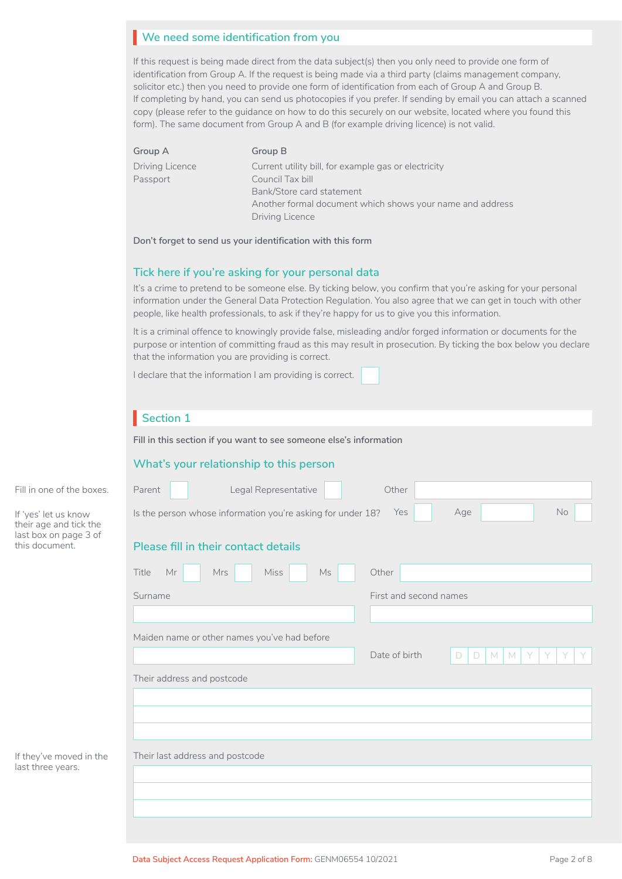## We need some identification from you

If this request is being made direct from the data subject(s) then you only need to provide one form of identification from Group A. If the request is being made via a third party (claims management company, solicitor etc.) then you need to provide one form of identification from each of Group A and Group B.
If completing by hand, you can send us photocopies if you prefer. If sending by email you can attach a scanned copy (please refer to the guidance on how to do this securely on our website, located where you found this form). The same document from Group A and B (for example driving licence) is not valid.

| Group A | Group B |
|---|---|
| Driving Licence | Current utility bill, for example gas or electricity |
| Passport | Council Tax bill |
| | Bank/Store card statement |
| | Another formal document which shows your name and address |
| | Driving Licence |

**Don't forget to send us your identification with this form**

### Tick here if you're asking for your personal data

It's a crime to pretend to be someone else. By ticking below, you confirm that you're asking for your personal information under the General Data Protection Regulation. You also agree that we can get in touch with other people, like health professionals, to ask if they're happy for us to give you this information.

It is a criminal offence to knowingly provide false, misleading and/or forged information or documents for the purpose or intention of committing fraud as this may result in prosecution. By ticking the box below you declare that the information you are providing is correct.

I declare that the information I am providing is correct. ☐

## Section 1

**Fill in this section if you want to see someone else's information**

### What's your relationship to this person

*Fill in one of the boxes.*

Parent ☐ Legal Representative ☐ Other ________

*If 'yes' let us know their age and tick the last box on page 3 of this document.*

Is the person whose information you're asking for under 18? Yes ☐ Age ________ No ☐

### Please fill in their contact details

Title Mr ☐ Mrs ☐ Miss ☐ Ms ☐ Other ________

Surname ________

First and second names ________

Maiden name or other names you've had before ________

Date of birth D D M M Y Y Y Y

Their address and postcode

________

________

________

*If they've moved in the last three years.*

Their last address and postcode

________

________

________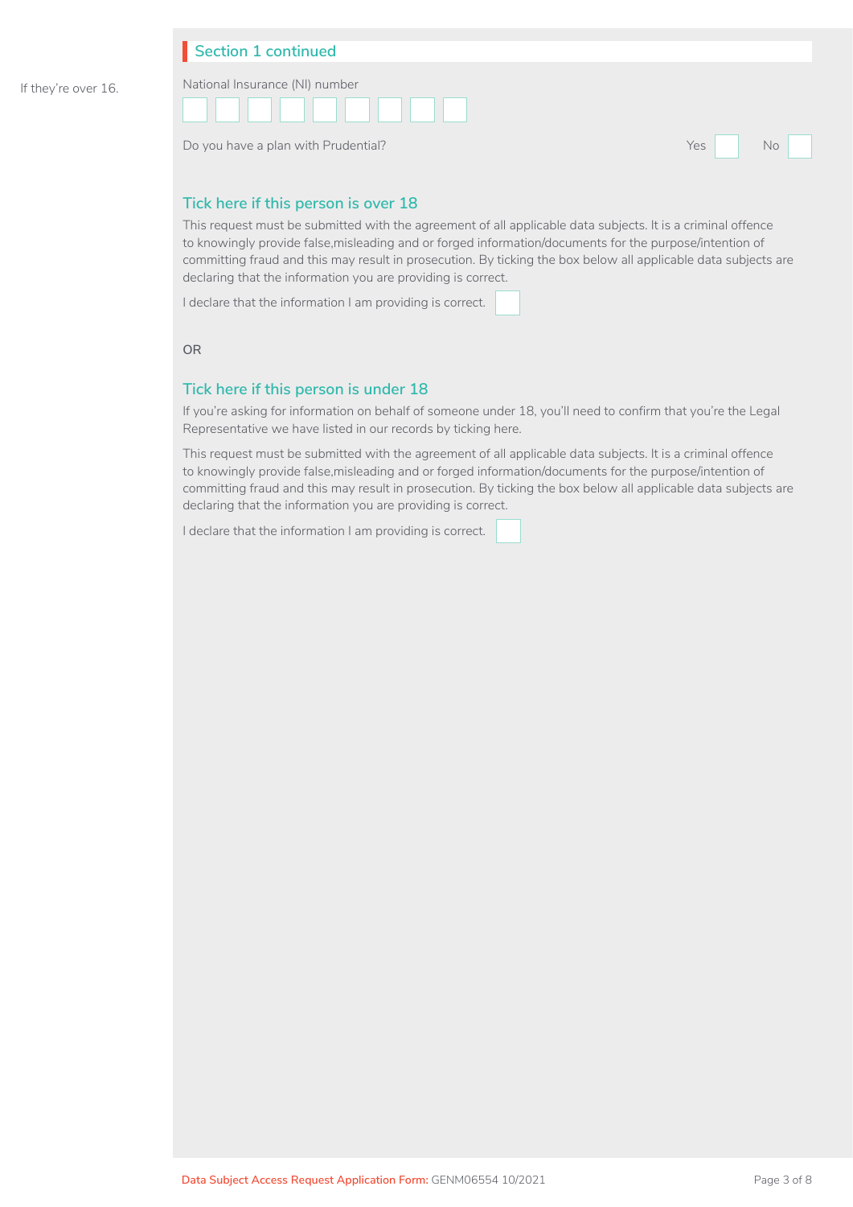## Section 1 continued

If they're over 16.

National Insurance (NI) number

☐☐☐☐☐☐☐☐☐

Do you have a plan with Prudential? Yes ☐ No ☐

### Tick here if this person is over 18

This request must be submitted with the agreement of all applicable data subjects. It is a criminal offence to knowingly provide false,misleading and or forged information/documents for the purpose/intention of committing fraud and this may result in prosecution. By ticking the box below all applicable data subjects are declaring that the information you are providing is correct.

I declare that the information I am providing is correct. ☐

OR

### Tick here if this person is under 18

If you're asking for information on behalf of someone under 18, you'll need to confirm that you're the Legal Representative we have listed in our records by ticking here.

This request must be submitted with the agreement of all applicable data subjects. It is a criminal offence to knowingly provide false,misleading and or forged information/documents for the purpose/intention of committing fraud and this may result in prosecution. By ticking the box below all applicable data subjects are declaring that the information you are providing is correct.

I declare that the information I am providing is correct. ☐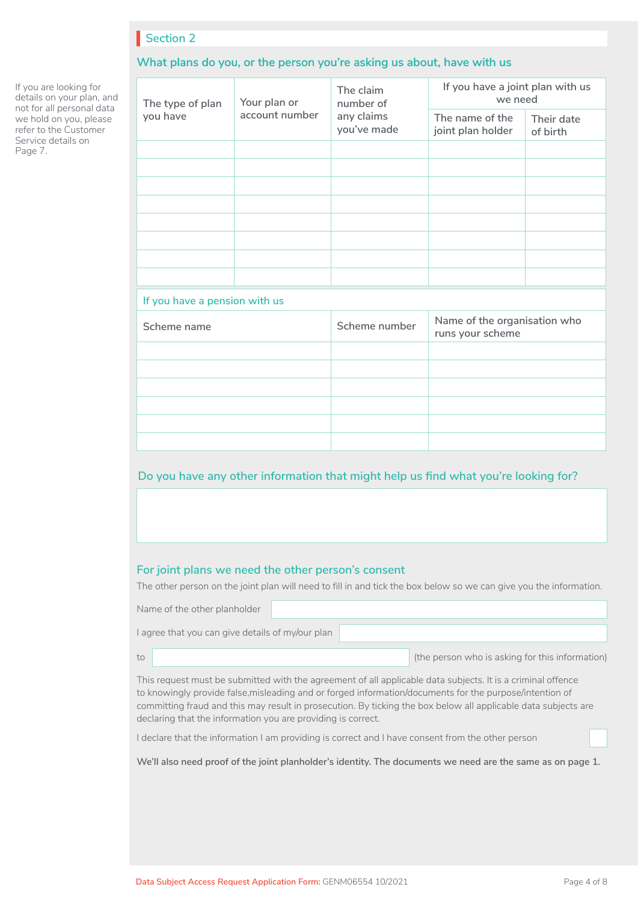## Section 2

### What plans do you, or the person you're asking us about, have with us

If you are looking for details on your plan, and not for all personal data we hold on you, please refer to the Customer Service details on Page 7.

| The type of plan you have | Your plan or account number | The claim number of any claims you've made | If you have a joint plan with us we need | |
|---|---|---|---|---|
| | | | The name of the joint plan holder | Their date of birth |
| | | | | |
| | | | | |
| | | | | |
| | | | | |
| | | | | |
| | | | | |
| | | | | |
| | | | | |

**If you have a pension with us**

| Scheme name | Scheme number | Name of the organisation who runs your scheme |
|---|---|---|
| | | |
| | | |
| | | |
| | | |
| | | |
| | | |

### Do you have any other information that might help us find what you're looking for?

### For joint plans we need the other person's consent

The other person on the joint plan will need to fill in and tick the box below so we can give you the information.

Name of the other planholder

I agree that you can give details of my/our plan

to (the person who is asking for this information)

This request must be submitted with the agreement of all applicable data subjects. It is a criminal offence to knowingly provide false,misleading and or forged information/documents for the purpose/intention of committing fraud and this may result in prosecution. By ticking the box below all applicable data subjects are declaring that the information you are providing is correct.

I declare that the information I am providing is correct and I have consent from the other person ☐

**We'll also need proof of the joint planholder's identity. The documents we need are the same as on page 1.**

Data Subject Access Request Application Form: GENM06554 10/2021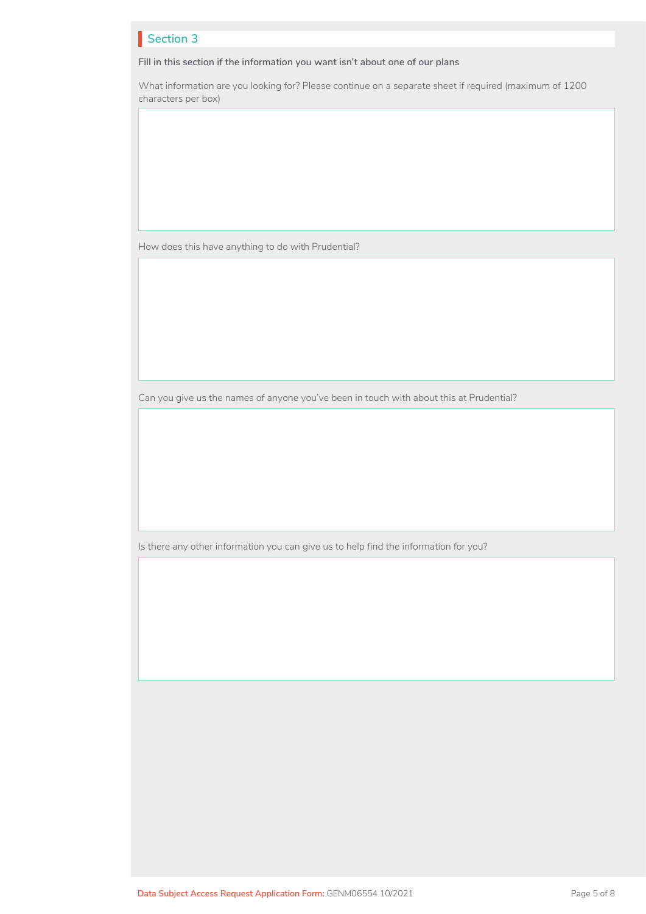## Section 3

**Fill in this section if the information you want isn't about one of our plans**

What information are you looking for? Please continue on a separate sheet if required (maximum of 1200 characters per box)

How does this have anything to do with Prudential?

Can you give us the names of anyone you've been in touch with about this at Prudential?

Is there any other information you can give us to help find the information for you?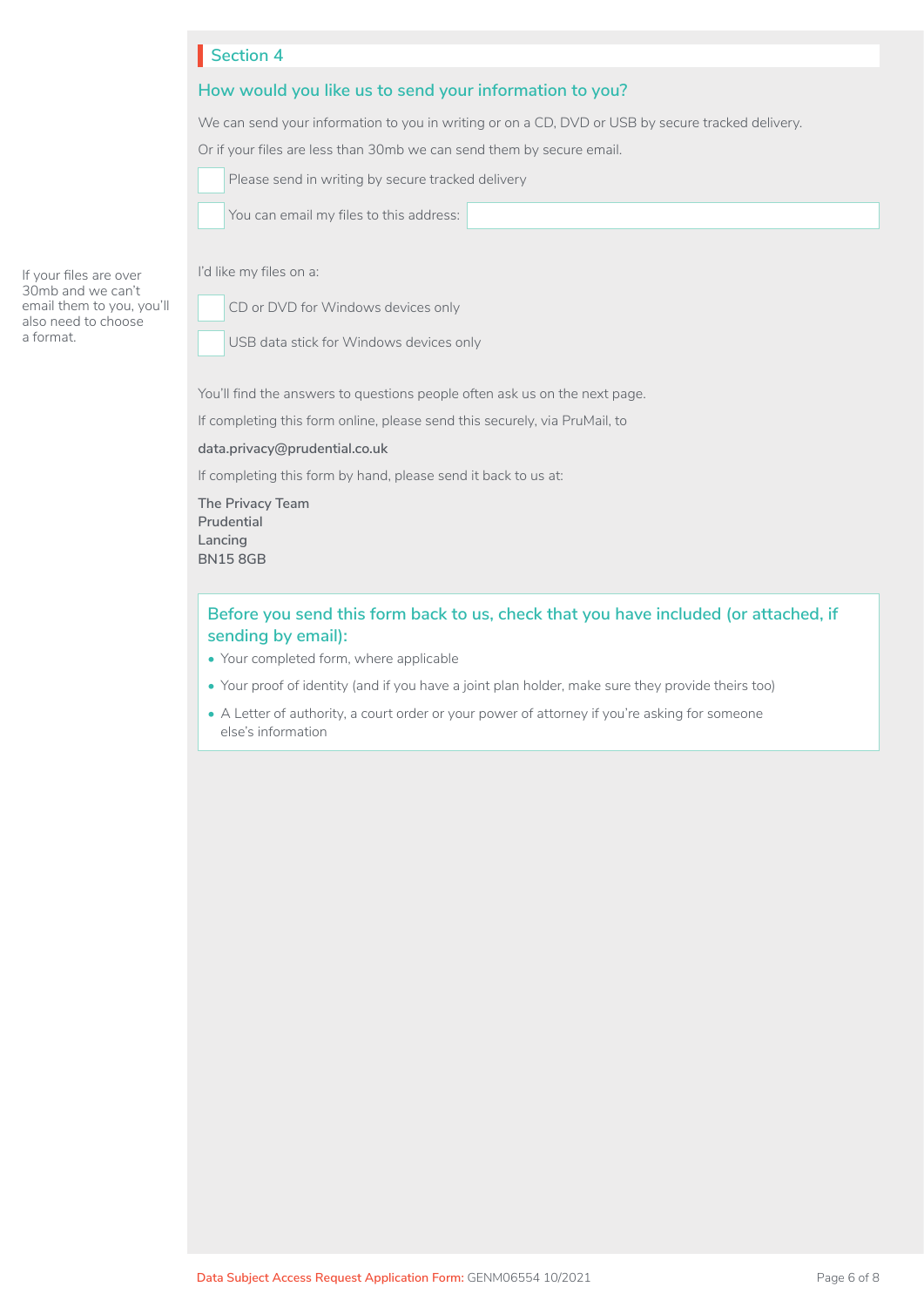## Section 4

### How would you like us to send your information to you?

We can send your information to you in writing or on a CD, DVD or USB by secure tracked delivery.

Or if your files are less than 30mb we can send them by secure email.

☐ Please send in writing by secure tracked delivery

☐ You can email my files to this address: ____________________

If your files are over 30mb and we can't email them to you, you'll also need to choose a format.

I'd like my files on a:

☐ CD or DVD for Windows devices only

☐ USB data stick for Windows devices only

You'll find the answers to questions people often ask us on the next page.

If completing this form online, please send this securely, via PruMail, to

**data.privacy@prudential.co.uk**

If completing this form by hand, please send it back to us at:

**The Privacy Team**
**Prudential**
**Lancing**
**BN15 8GB**

### Before you send this form back to us, check that you have included (or attached, if sending by email):

- Your completed form, where applicable
- Your proof of identity (and if you have a joint plan holder, make sure they provide theirs too)
- A Letter of authority, a court order or your power of attorney if you're asking for someone else's information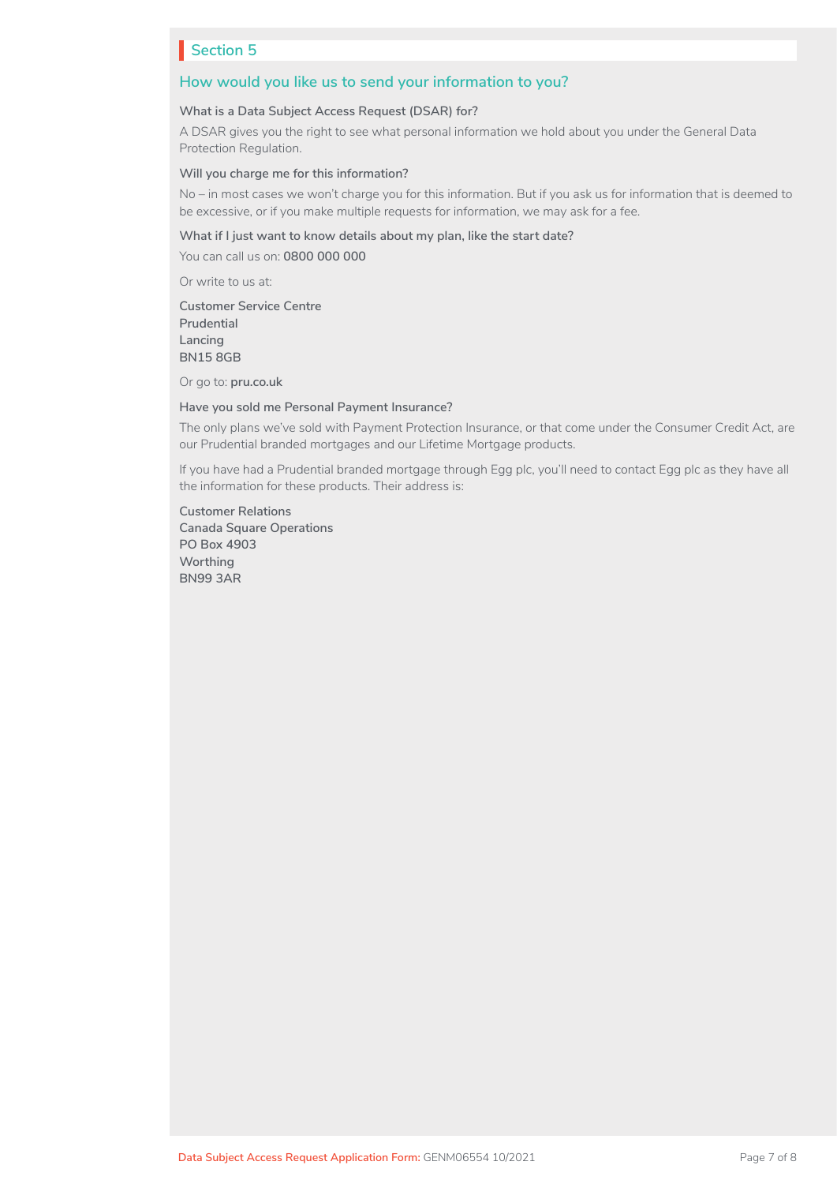## Section 5

### How would you like us to send your information to you?

**What is a Data Subject Access Request (DSAR) for?**

A DSAR gives you the right to see what personal information we hold about you under the General Data Protection Regulation.

**Will you charge me for this information?**

No – in most cases we won't charge you for this information. But if you ask us for information that is deemed to be excessive, or if you make multiple requests for information, we may ask for a fee.

**What if I just want to know details about my plan, like the start date?**

You can call us on: **0800 000 000**

Or write to us at:

**Customer Service Centre**
**Prudential**
**Lancing**
**BN15 8GB**

Or go to: **pru.co.uk**

**Have you sold me Personal Payment Insurance?**

The only plans we've sold with Payment Protection Insurance, or that come under the Consumer Credit Act, are our Prudential branded mortgages and our Lifetime Mortgage products.

If you have had a Prudential branded mortgage through Egg plc, you'll need to contact Egg plc as they have all the information for these products. Their address is:

**Customer Relations**
**Canada Square Operations**
**PO Box 4903**
**Worthing**
**BN99 3AR**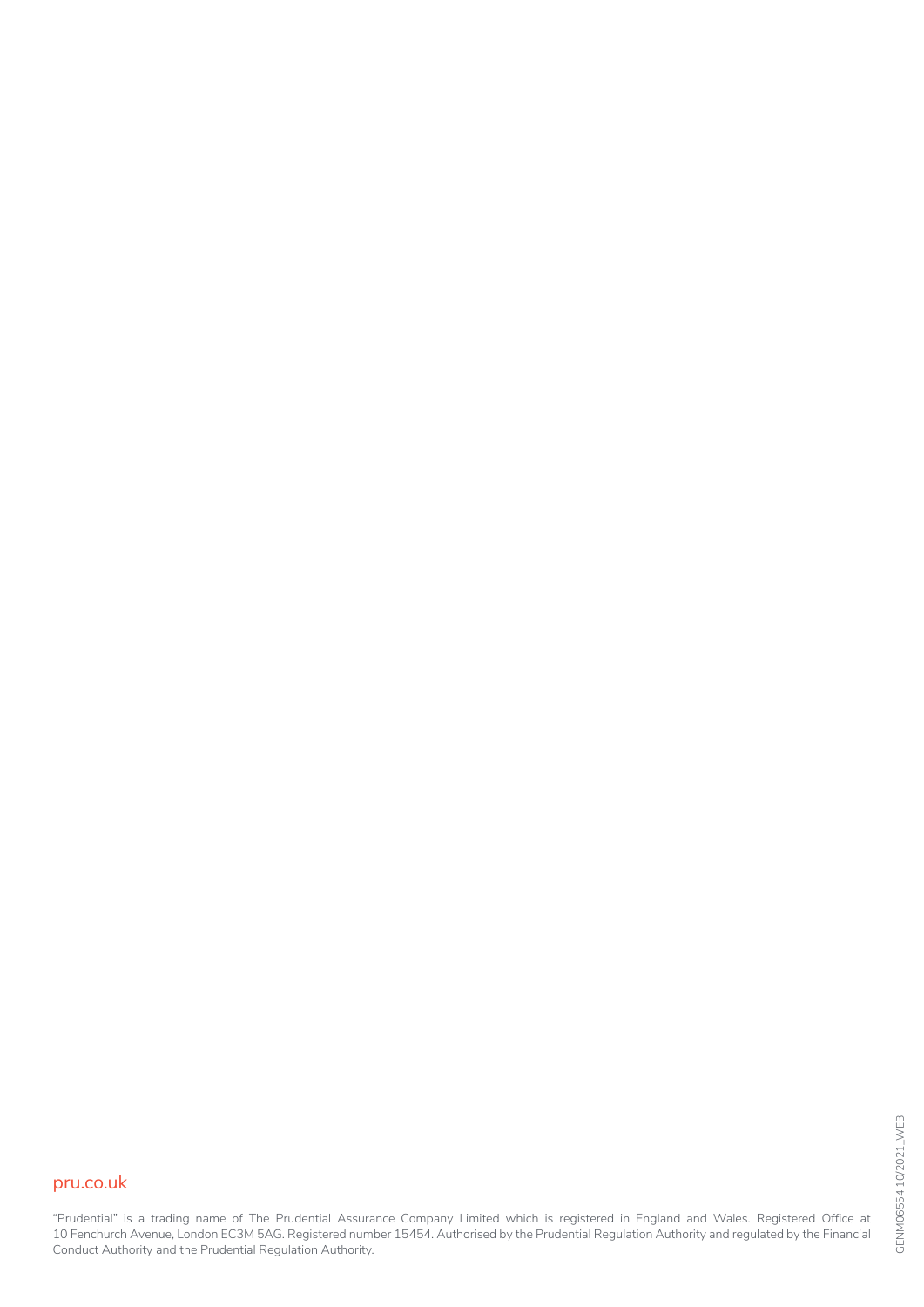pru.co.uk

"Prudential" is a trading name of The Prudential Assurance Company Limited which is registered in England and Wales. Registered Office at 10 Fenchurch Avenue, London EC3M 5AG. Registered number 15454. Authorised by the Prudential Regulation Authority and regulated by the Financial Conduct Authority and the Prudential Regulation Authority.

GENM06554 10/2021_WEB